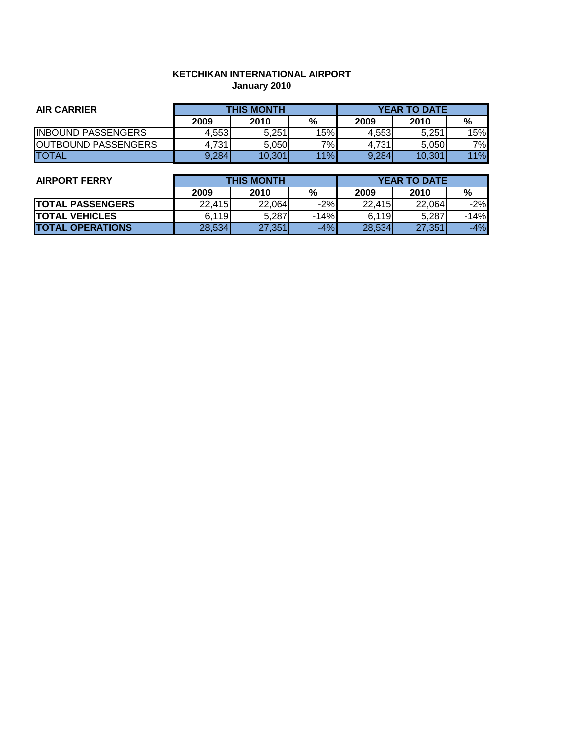# KETCHIKAN INTERNATIONAL AIRPORT

## January 2010

| AIR CARRIER | THIS MONTH | | | YEAR TO DATE | | |
|---|---|---|---|---|---|---|
| | 2009 | 2010 | % | 2009 | 2010 | % |
| INBOUND PASSENGERS | 4,553 | 5,251 | 15% | 4,553 | 5,251 | 15% |
| OUTBOUND PASSENGERS | 4,731 | 5,050 | 7% | 4,731 | 5,050 | 7% |
| TOTAL | 9,284 | 10,301 | 11% | 9,284 | 10,301 | 11% |

| AIRPORT FERRY | THIS MONTH | | | YEAR TO DATE | | |
|---|---|---|---|---|---|---|
| | 2009 | 2010 | % | 2009 | 2010 | % |
| **TOTAL PASSENGERS** | 22,415 | 22,064 | -2% | 22,415 | 22,064 | -2% |
| **TOTAL VEHICLES** | 6,119 | 5,287 | -14% | 6,119 | 5,287 | -14% |
| **TOTAL OPERATIONS** | 28,534 | 27,351 | -4% | 28,534 | 27,351 | -4% |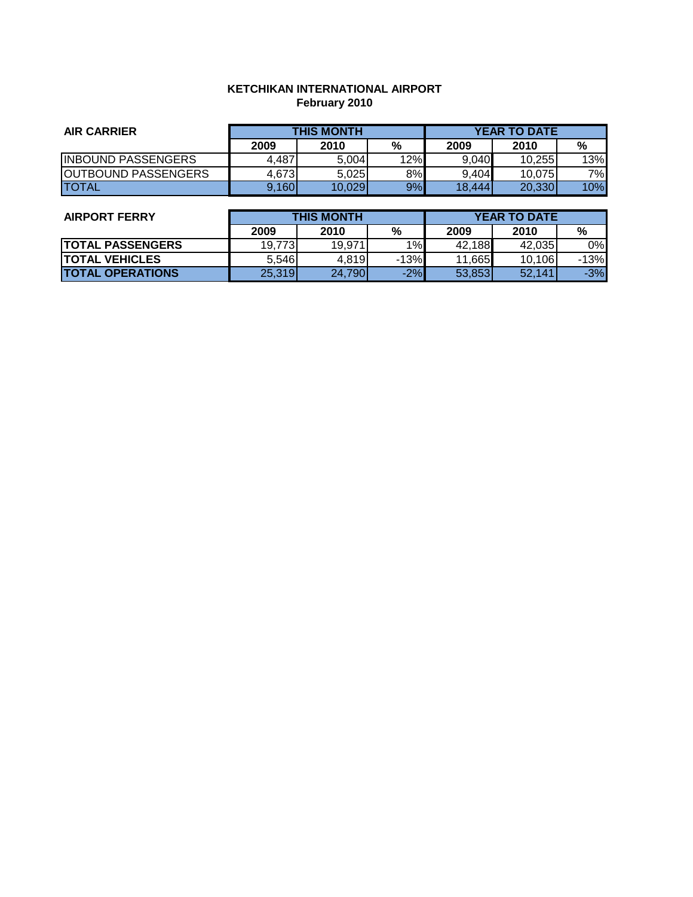**KETCHIKAN INTERNATIONAL AIRPORT**
**February 2010**

| AIR CARRIER | THIS MONTH | | | YEAR TO DATE | | |
|---|---|---|---|---|---|---|
| | 2009 | 2010 | % | 2009 | 2010 | % |
| INBOUND PASSENGERS | 4,487 | 5,004 | 12% | 9,040 | 10,255 | 13% |
| OUTBOUND PASSENGERS | 4,673 | 5,025 | 8% | 9,404 | 10,075 | 7% |
| TOTAL | 9,160 | 10,029 | 9% | 18,444 | 20,330 | 10% |

| AIRPORT FERRY | THIS MONTH | | | YEAR TO DATE | | |
|---|---|---|---|---|---|---|
| | 2009 | 2010 | % | 2009 | 2010 | % |
| **TOTAL PASSENGERS** | 19,773 | 19,971 | 1% | 42,188 | 42,035 | 0% |
| **TOTAL VEHICLES** | 5,546 | 4,819 | -13% | 11,665 | 10,106 | -13% |
| **TOTAL OPERATIONS** | 25,319 | 24,790 | -2% | 53,853 | 52,141 | -3% |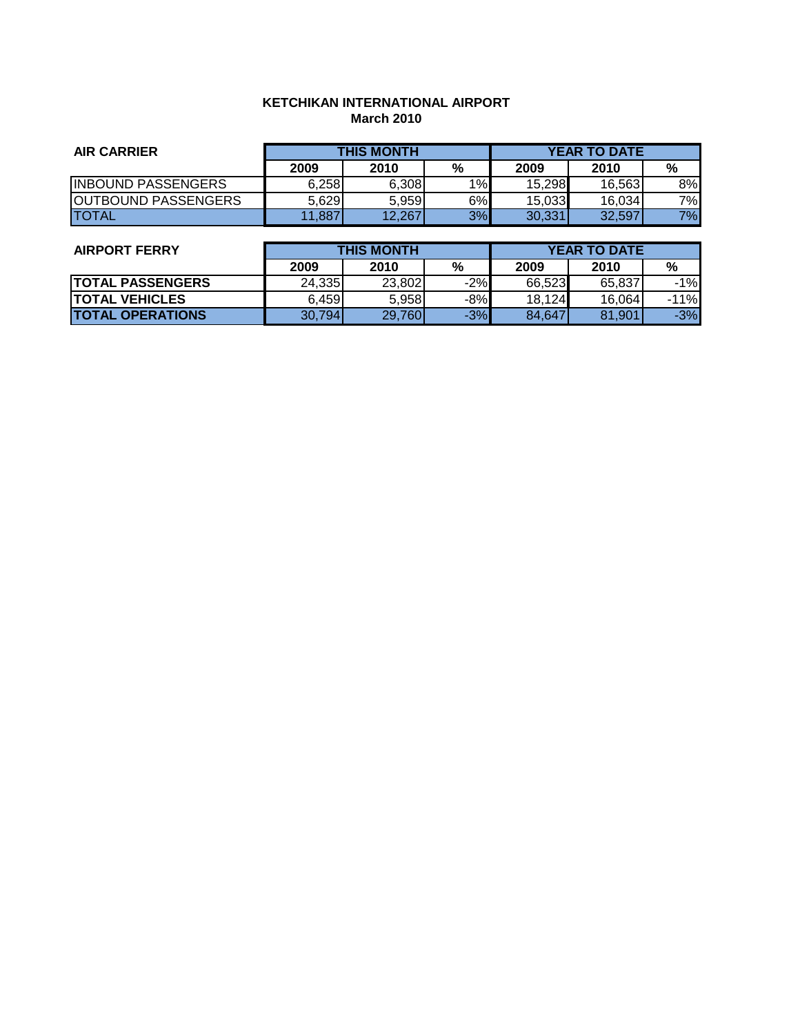**KETCHIKAN INTERNATIONAL AIRPORT**
**March 2010**

| AIR CARRIER | THIS MONTH | | | YEAR TO DATE | | |
|---|---|---|---|---|---|---|
| | 2009 | 2010 | % | 2009 | 2010 | % |
| INBOUND PASSENGERS | 6,258 | 6,308 | 1% | 15,298 | 16,563 | 8% |
| OUTBOUND PASSENGERS | 5,629 | 5,959 | 6% | 15,033 | 16,034 | 7% |
| TOTAL | 11,887 | 12,267 | 3% | 30,331 | 32,597 | 7% |

| AIRPORT FERRY | THIS MONTH | | | YEAR TO DATE | | |
|---|---|---|---|---|---|---|
| | 2009 | 2010 | % | 2009 | 2010 | % |
| **TOTAL PASSENGERS** | 24,335 | 23,802 | -2% | 66,523 | 65,837 | -1% |
| **TOTAL VEHICLES** | 6,459 | 5,958 | -8% | 18,124 | 16,064 | -11% |
| **TOTAL OPERATIONS** | 30,794 | 29,760 | -3% | 84,647 | 81,901 | -3% |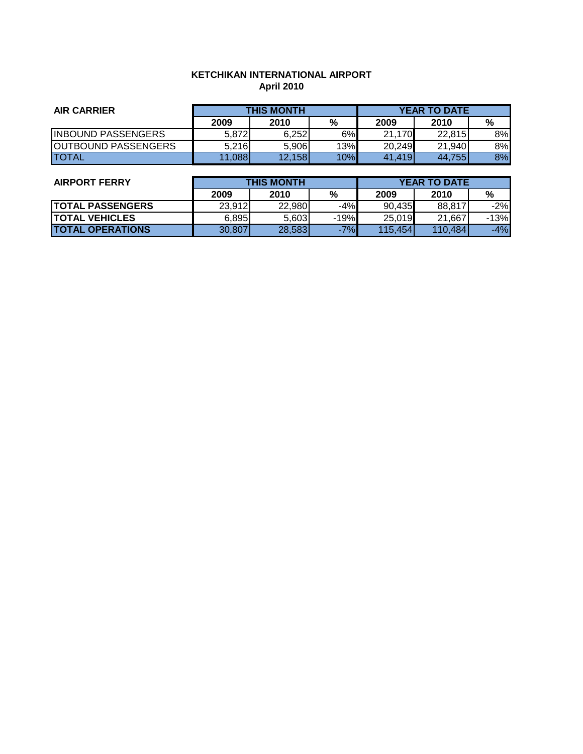**KETCHIKAN INTERNATIONAL AIRPORT**
**April 2010**

| AIR CARRIER | THIS MONTH | | | YEAR TO DATE | | |
|---|---|---|---|---|---|---|
| | 2009 | 2010 | % | 2009 | 2010 | % |
| INBOUND PASSENGERS | 5,872 | 6,252 | 6% | 21,170 | 22,815 | 8% |
| OUTBOUND PASSENGERS | 5,216 | 5,906 | 13% | 20,249 | 21,940 | 8% |
| TOTAL | 11,088 | 12,158 | 10% | 41,419 | 44,755 | 8% |

| AIRPORT FERRY | THIS MONTH | | | YEAR TO DATE | | |
|---|---|---|---|---|---|---|
| | 2009 | 2010 | % | 2009 | 2010 | % |
| **TOTAL PASSENGERS** | 23,912 | 22,980 | -4% | 90,435 | 88,817 | -2% |
| **TOTAL VEHICLES** | 6,895 | 5,603 | -19% | 25,019 | 21,667 | -13% |
| **TOTAL OPERATIONS** | 30,807 | 28,583 | -7% | 115,454 | 110,484 | -4% |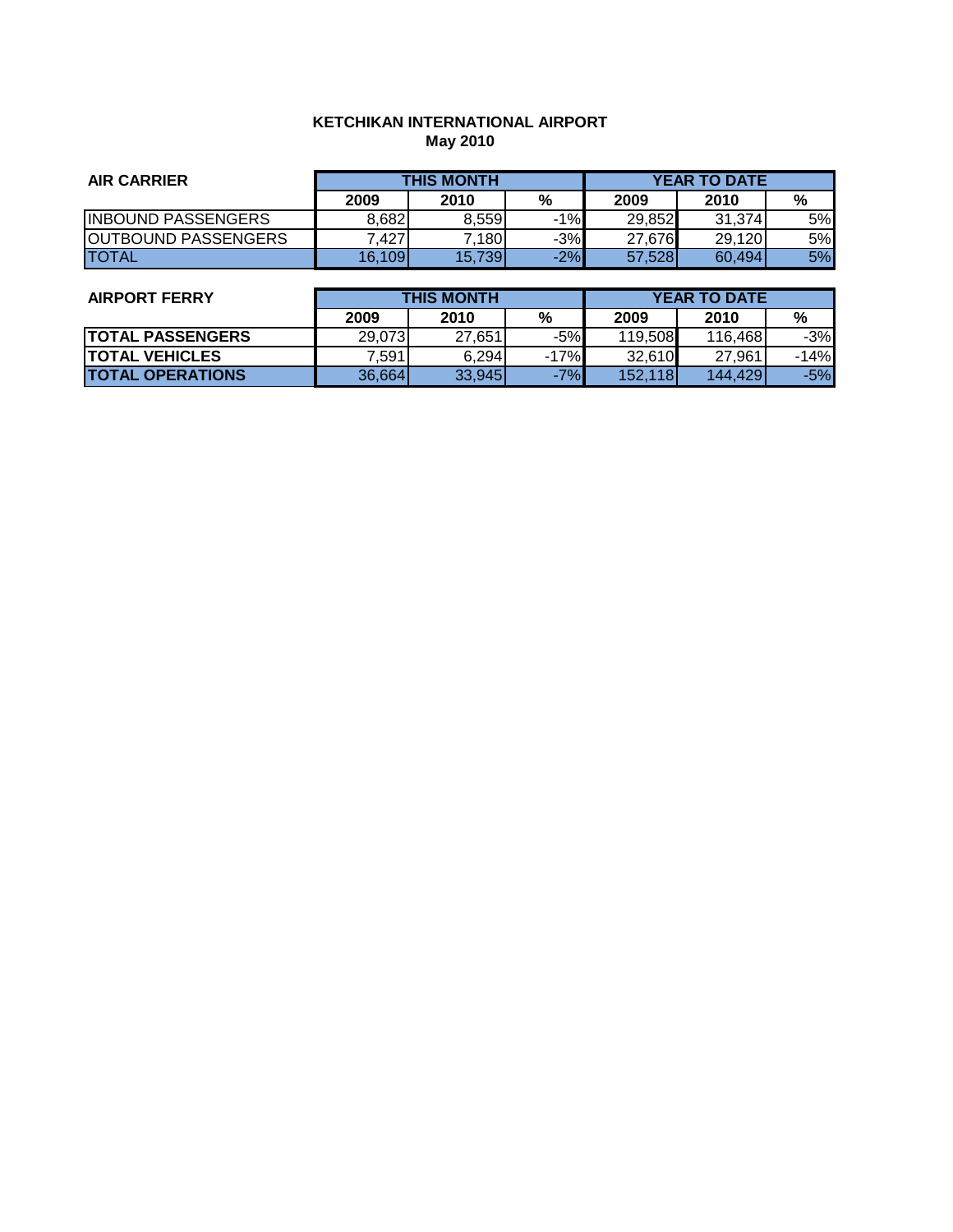**KETCHIKAN INTERNATIONAL AIRPORT**
**May 2010**

| AIR CARRIER | THIS MONTH | | | YEAR TO DATE | | |
|---|---|---|---|---|---|---|
| | 2009 | 2010 | % | 2009 | 2010 | % |
| INBOUND PASSENGERS | 8,682 | 8,559 | -1% | 29,852 | 31,374 | 5% |
| OUTBOUND PASSENGERS | 7,427 | 7,180 | -3% | 27,676 | 29,120 | 5% |
| TOTAL | 16,109 | 15,739 | -2% | 57,528 | 60,494 | 5% |

| AIRPORT FERRY | THIS MONTH | | | YEAR TO DATE | | |
|---|---|---|---|---|---|---|
| | 2009 | 2010 | % | 2009 | 2010 | % |
| **TOTAL PASSENGERS** | 29,073 | 27,651 | -5% | 119,508 | 116,468 | -3% |
| **TOTAL VEHICLES** | 7,591 | 6,294 | -17% | 32,610 | 27,961 | -14% |
| **TOTAL OPERATIONS** | 36,664 | 33,945 | -7% | 152,118 | 144,429 | -5% |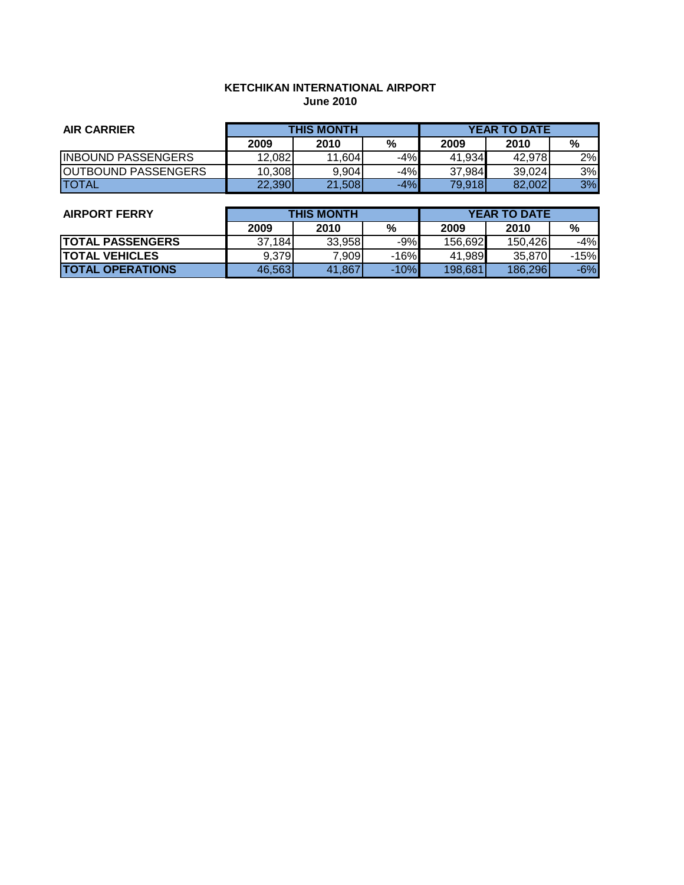# KETCHIKAN INTERNATIONAL AIRPORT
## June 2010

| AIR CARRIER | THIS MONTH | | | YEAR TO DATE | | |
|---|---|---|---|---|---|---|
| | 2009 | 2010 | % | 2009 | 2010 | % |
| INBOUND PASSENGERS | 12,082 | 11,604 | -4% | 41,934 | 42,978 | 2% |
| OUTBOUND PASSENGERS | 10,308 | 9,904 | -4% | 37,984 | 39,024 | 3% |
| TOTAL | 22,390 | 21,508 | -4% | 79,918 | 82,002 | 3% |

| AIRPORT FERRY | THIS MONTH | | | YEAR TO DATE | | |
|---|---|---|---|---|---|---|
| | 2009 | 2010 | % | 2009 | 2010 | % |
| **TOTAL PASSENGERS** | 37,184 | 33,958 | -9% | 156,692 | 150,426 | -4% |
| **TOTAL VEHICLES** | 9,379 | 7,909 | -16% | 41,989 | 35,870 | -15% |
| **TOTAL OPERATIONS** | 46,563 | 41,867 | -10% | 198,681 | 186,296 | -6% |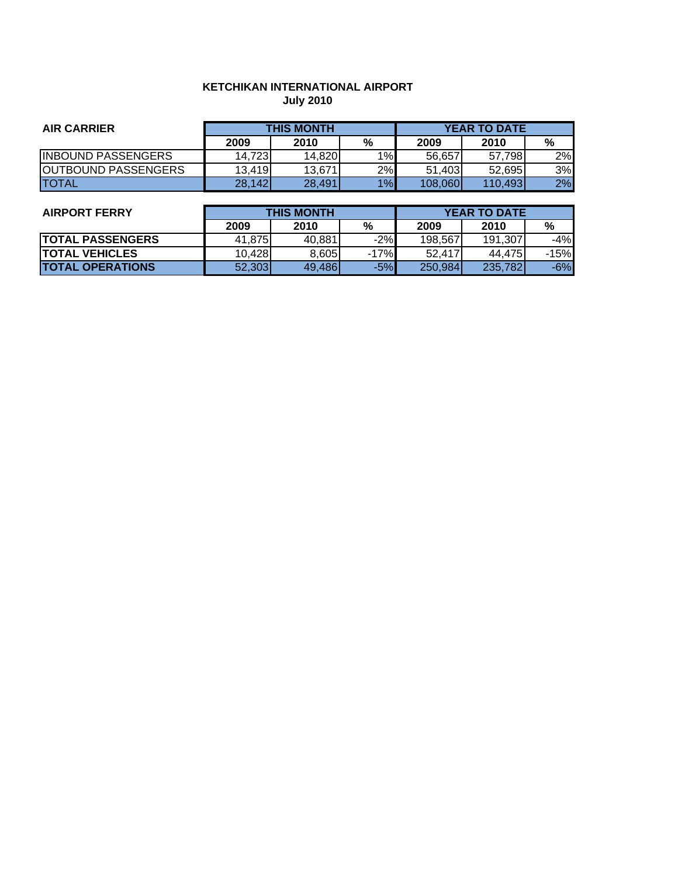**KETCHIKAN INTERNATIONAL AIRPORT**
**July 2010**

| AIR CARRIER | THIS MONTH | | | YEAR TO DATE | | |
|---|---|---|---|---|---|---|
| | 2009 | 2010 | % | 2009 | 2010 | % |
| INBOUND PASSENGERS | 14,723 | 14,820 | 1% | 56,657 | 57,798 | 2% |
| OUTBOUND PASSENGERS | 13,419 | 13,671 | 2% | 51,403 | 52,695 | 3% |
| TOTAL | 28,142 | 28,491 | 1% | 108,060 | 110,493 | 2% |

| AIRPORT FERRY | THIS MONTH | | | YEAR TO DATE | | |
|---|---|---|---|---|---|---|
| | 2009 | 2010 | % | 2009 | 2010 | % |
| **TOTAL PASSENGERS** | 41,875 | 40,881 | -2% | 198,567 | 191,307 | -4% |
| **TOTAL VEHICLES** | 10,428 | 8,605 | -17% | 52,417 | 44,475 | -15% |
| **TOTAL OPERATIONS** | 52,303 | 49,486 | -5% | 250,984 | 235,782 | -6% |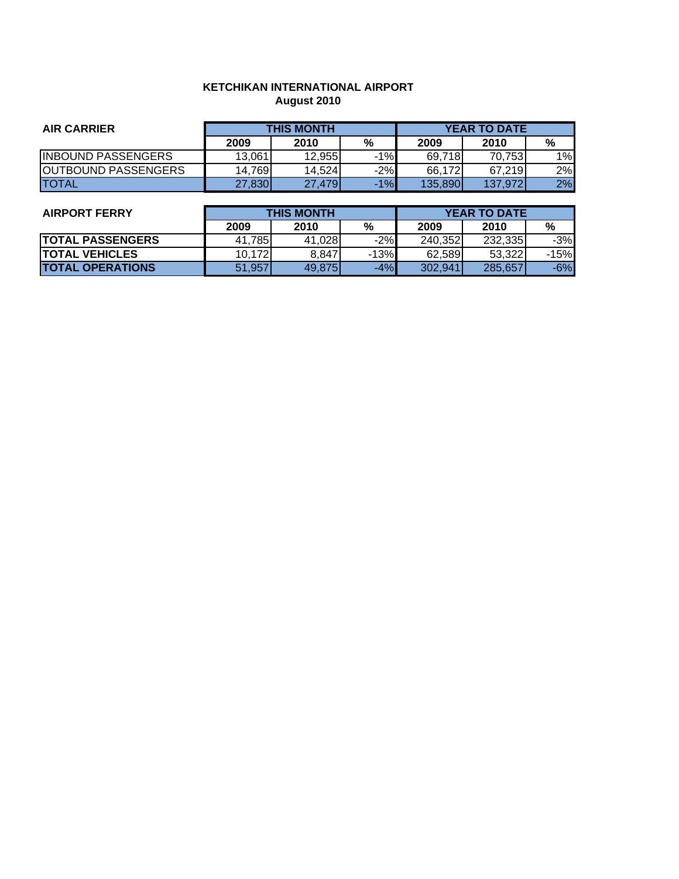**KETCHIKAN INTERNATIONAL AIRPORT**
**August 2010**

| AIR CARRIER | THIS MONTH | | | YEAR TO DATE | | |
|---|---|---|---|---|---|---|
| | 2009 | 2010 | % | 2009 | 2010 | % |
| INBOUND PASSENGERS | 13,061 | 12,955 | -1% | 69,718 | 70,753 | 1% |
| OUTBOUND PASSENGERS | 14,769 | 14,524 | -2% | 66,172 | 67,219 | 2% |
| TOTAL | 27,830 | 27,479 | -1% | 135,890 | 137,972 | 2% |

| AIRPORT FERRY | THIS MONTH | | | YEAR TO DATE | | |
|---|---|---|---|---|---|---|
| | 2009 | 2010 | % | 2009 | 2010 | % |
| **TOTAL PASSENGERS** | 41,785 | 41,028 | -2% | 240,352 | 232,335 | -3% |
| **TOTAL VEHICLES** | 10,172 | 8,847 | -13% | 62,589 | 53,322 | -15% |
| **TOTAL OPERATIONS** | 51,957 | 49,875 | -4% | 302,941 | 285,657 | -6% |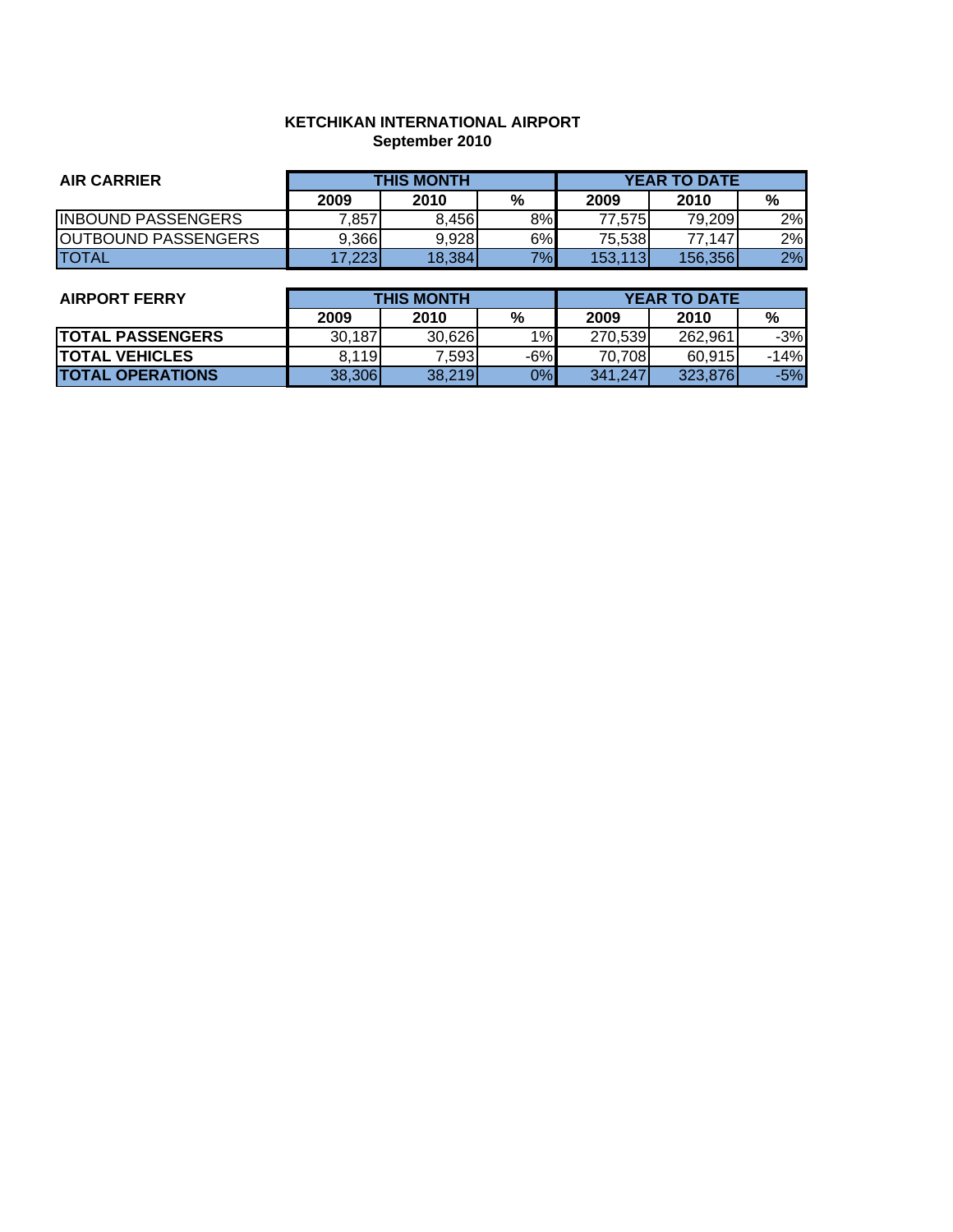**KETCHIKAN INTERNATIONAL AIRPORT**
**September 2010**

| AIR CARRIER | THIS MONTH | | | YEAR TO DATE | | |
|---|---|---|---|---|---|---|
| | 2009 | 2010 | % | 2009 | 2010 | % |
| INBOUND PASSENGERS | 7,857 | 8,456 | 8% | 77,575 | 79,209 | 2% |
| OUTBOUND PASSENGERS | 9,366 | 9,928 | 6% | 75,538 | 77,147 | 2% |
| TOTAL | 17,223 | 18,384 | 7% | 153,113 | 156,356 | 2% |

| AIRPORT FERRY | THIS MONTH | | | YEAR TO DATE | | |
|---|---|---|---|---|---|---|
| | 2009 | 2010 | % | 2009 | 2010 | % |
| **TOTAL PASSENGERS** | 30,187 | 30,626 | 1% | 270,539 | 262,961 | -3% |
| **TOTAL VEHICLES** | 8,119 | 7,593 | -6% | 70,708 | 60,915 | -14% |
| **TOTAL OPERATIONS** | 38,306 | 38,219 | 0% | 341,247 | 323,876 | -5% |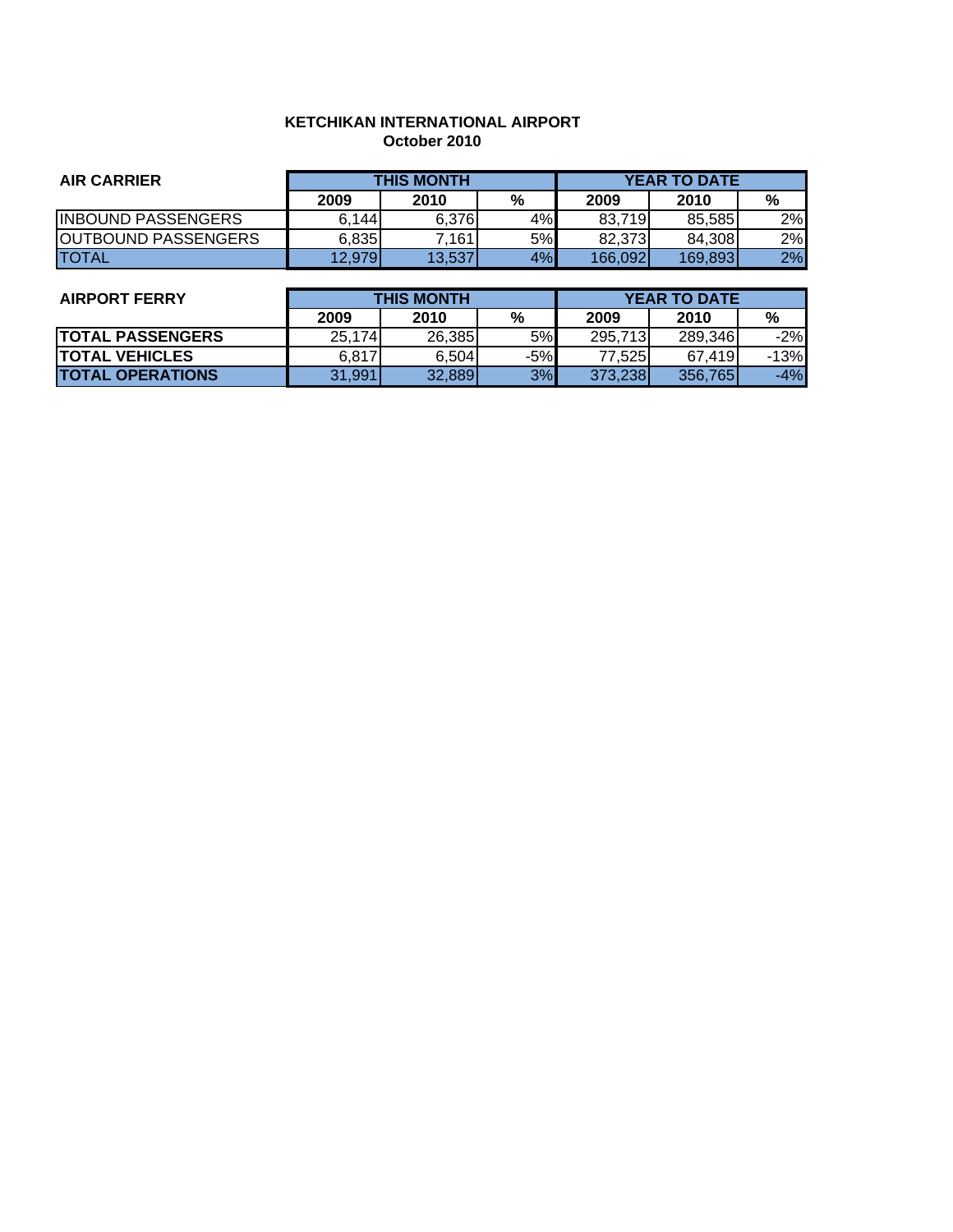**KETCHIKAN INTERNATIONAL AIRPORT**
**October 2010**

| AIR CARRIER | THIS MONTH | | | YEAR TO DATE | | |
|---|---|---|---|---|---|---|
| | 2009 | 2010 | % | 2009 | 2010 | % |
| INBOUND PASSENGERS | 6,144 | 6,376 | 4% | 83,719 | 85,585 | 2% |
| OUTBOUND PASSENGERS | 6,835 | 7,161 | 5% | 82,373 | 84,308 | 2% |
| TOTAL | 12,979 | 13,537 | 4% | 166,092 | 169,893 | 2% |

| AIRPORT FERRY | THIS MONTH | | | YEAR TO DATE | | |
|---|---|---|---|---|---|---|
| | 2009 | 2010 | % | 2009 | 2010 | % |
| **TOTAL PASSENGERS** | 25,174 | 26,385 | 5% | 295,713 | 289,346 | -2% |
| **TOTAL VEHICLES** | 6,817 | 6,504 | -5% | 77,525 | 67,419 | -13% |
| **TOTAL OPERATIONS** | 31,991 | 32,889 | 3% | 373,238 | 356,765 | -4% |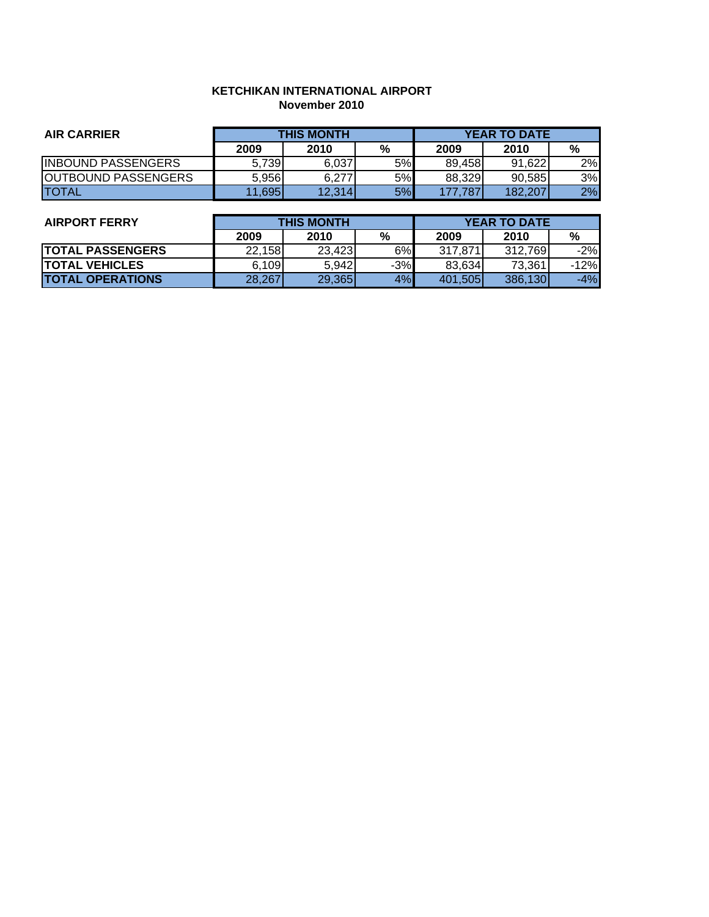**KETCHIKAN INTERNATIONAL AIRPORT**
**November 2010**

| AIR CARRIER | THIS MONTH | | | YEAR TO DATE | | |
|---|---|---|---|---|---|---|
| | 2009 | 2010 | % | 2009 | 2010 | % |
| INBOUND PASSENGERS | 5,739 | 6,037 | 5% | 89,458 | 91,622 | 2% |
| OUTBOUND PASSENGERS | 5,956 | 6,277 | 5% | 88,329 | 90,585 | 3% |
| TOTAL | 11,695 | 12,314 | 5% | 177,787 | 182,207 | 2% |

| AIRPORT FERRY | THIS MONTH | | | YEAR TO DATE | | |
|---|---|---|---|---|---|---|
| | 2009 | 2010 | % | 2009 | 2010 | % |
| **TOTAL PASSENGERS** | 22,158 | 23,423 | 6% | 317,871 | 312,769 | -2% |
| **TOTAL VEHICLES** | 6,109 | 5,942 | -3% | 83,634 | 73,361 | -12% |
| **TOTAL OPERATIONS** | 28,267 | 29,365 | 4% | 401,505 | 386,130 | -4% |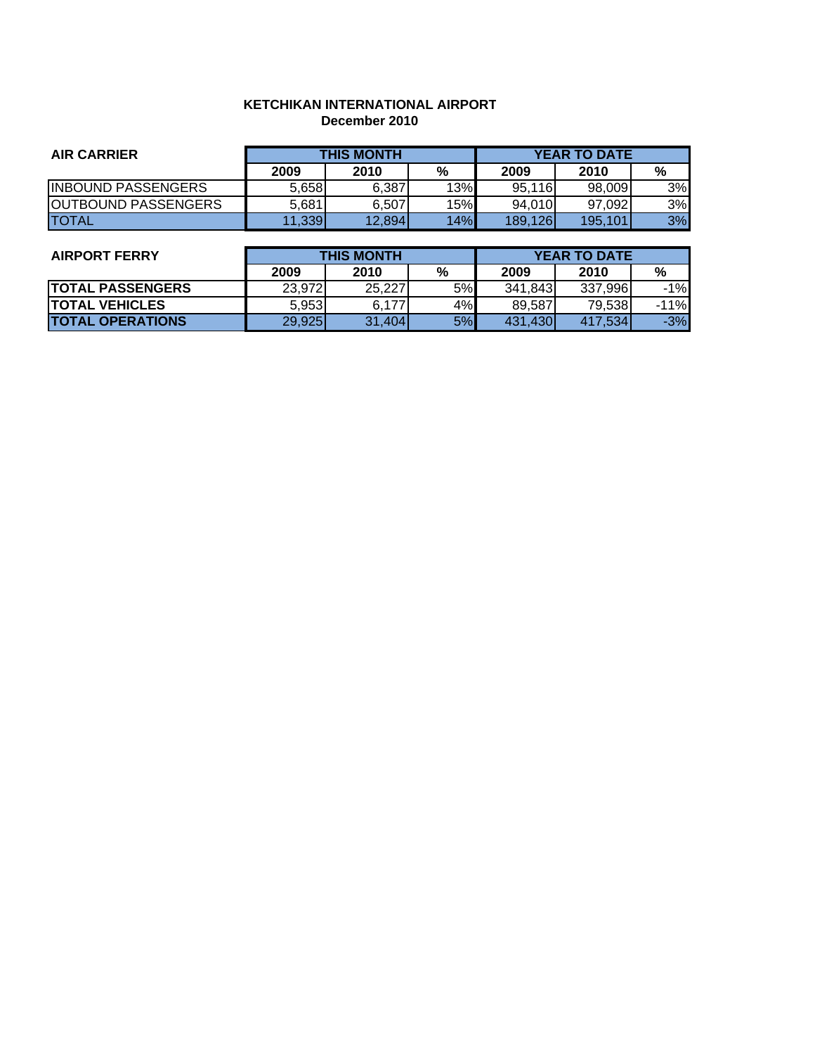**KETCHIKAN INTERNATIONAL AIRPORT**
**December 2010**

| AIR CARRIER | THIS MONTH | | | YEAR TO DATE | | |
|---|---|---|---|---|---|---|
| | 2009 | 2010 | % | 2009 | 2010 | % |
| INBOUND PASSENGERS | 5,658 | 6,387 | 13% | 95,116 | 98,009 | 3% |
| OUTBOUND PASSENGERS | 5,681 | 6,507 | 15% | 94,010 | 97,092 | 3% |
| TOTAL | 11,339 | 12,894 | 14% | 189,126 | 195,101 | 3% |

| AIRPORT FERRY | THIS MONTH | | | YEAR TO DATE | | |
|---|---|---|---|---|---|---|
| | 2009 | 2010 | % | 2009 | 2010 | % |
| **TOTAL PASSENGERS** | 23,972 | 25,227 | 5% | 341,843 | 337,996 | -1% |
| **TOTAL VEHICLES** | 5,953 | 6,177 | 4% | 89,587 | 79,538 | -11% |
| **TOTAL OPERATIONS** | 29,925 | 31,404 | 5% | 431,430 | 417,534 | -3% |